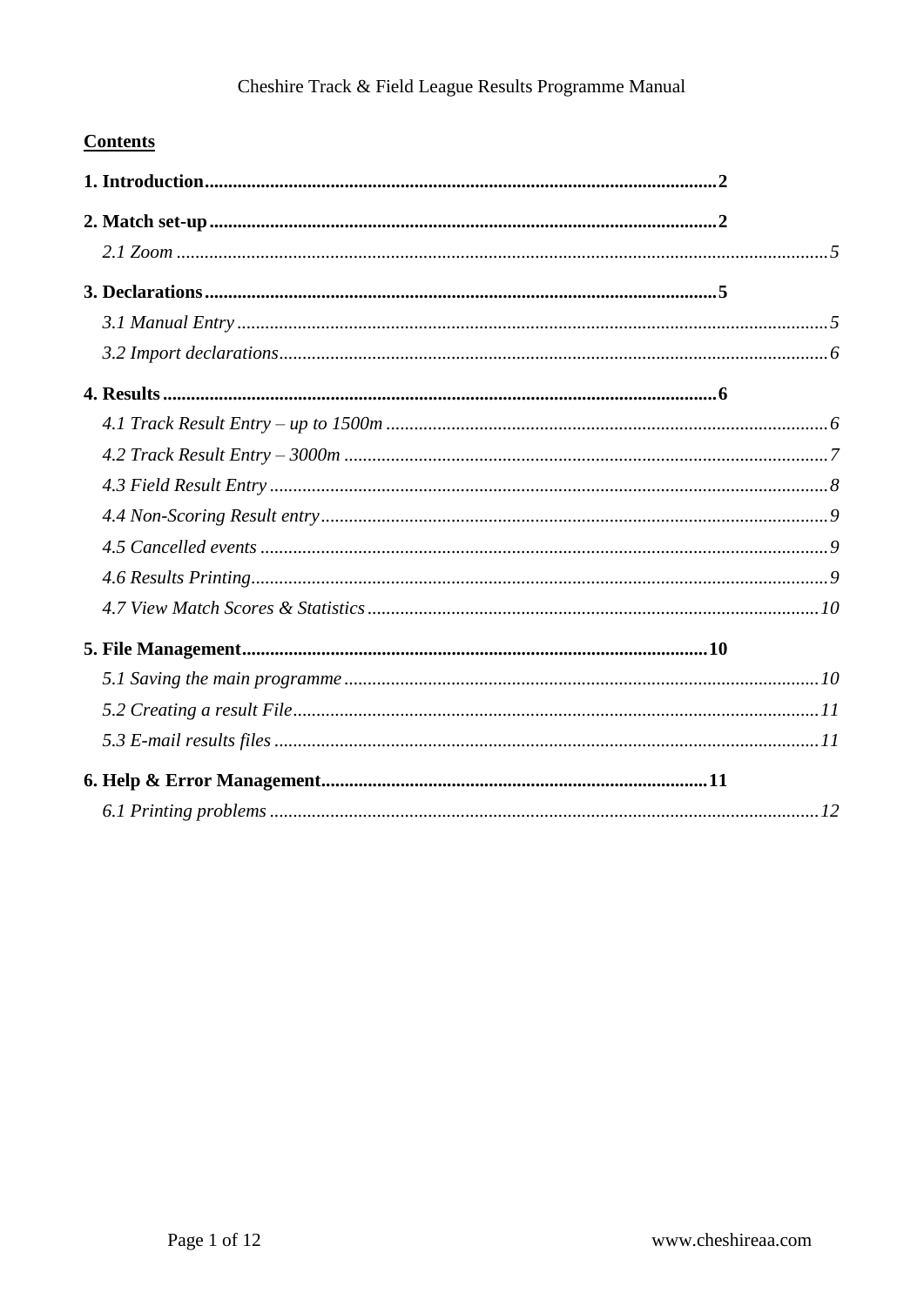**Contents**

**1. Introduction** .......... **2**

**2. Match set-up** .......... **2**

*2.1 Zoom* .......... *5*

**3. Declarations** .......... **5**

*3.1 Manual Entry* .......... *5*

*3.2 Import declarations* .......... *6*

**4. Results** .......... **6**

*4.1 Track Result Entry – up to 1500m* .......... *6*

*4.2 Track Result Entry – 3000m* .......... *7*

*4.3 Field Result Entry* .......... *8*

*4.4 Non-Scoring Result entry* .......... *9*

*4.5 Cancelled events* .......... *9*

*4.6 Results Printing* .......... *9*

*4.7 View Match Scores & Statistics* .......... *10*

**5. File Management** .......... **10**

*5.1 Saving the main programme* .......... *10*

*5.2 Creating a result File* .......... *11*

*5.3 E-mail results files* .......... *11*

**6. Help & Error Management** .......... **11**

*6.1 Printing problems* .......... *12*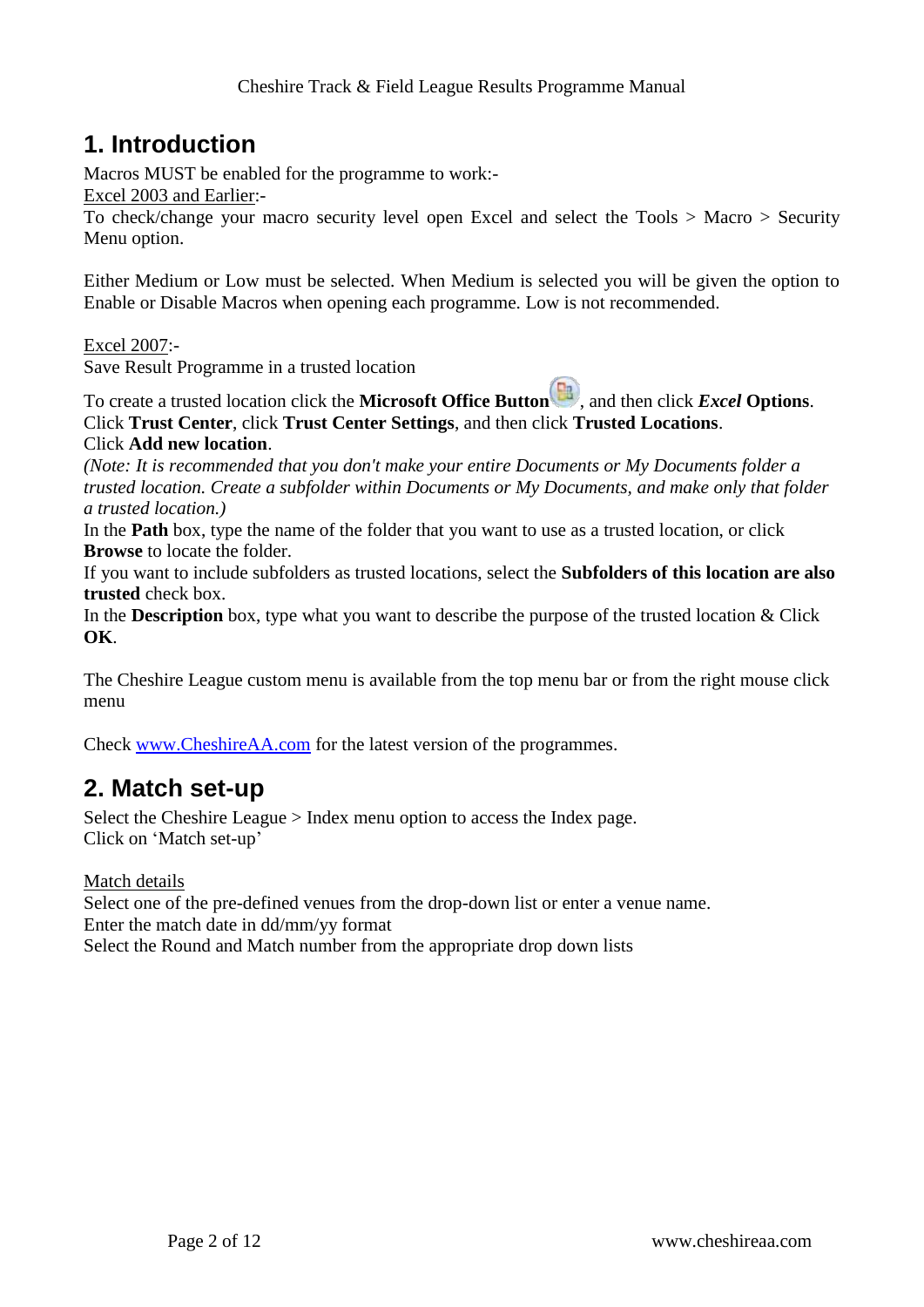# 1. Introduction

Macros MUST be enabled for the programme to work:-

Excel 2003 and Earlier:-

To check/change your macro security level open Excel and select the Tools > Macro > Security Menu option.

Either Medium or Low must be selected. When Medium is selected you will be given the option to Enable or Disable Macros when opening each programme. Low is not recommended.

Excel 2007:-

Save Result Programme in a trusted location

To create a trusted location click the **Microsoft Office Button**, and then click ***Excel*** **Options**.
Click **Trust Center**, click **Trust Center Settings**, and then click **Trusted Locations**.
Click **Add new location**.
*(Note: It is recommended that you don't make your entire Documents or My Documents folder a trusted location. Create a subfolder within Documents or My Documents, and make only that folder a trusted location.)*
In the **Path** box, type the name of the folder that you want to use as a trusted location, or click **Browse** to locate the folder.
If you want to include subfolders as trusted locations, select the **Subfolders of this location are also trusted** check box.
In the **Description** box, type what you want to describe the purpose of the trusted location & Click **OK**.

The Cheshire League custom menu is available from the top menu bar or from the right mouse click menu

Check [www.CheshireAA.com](http://www.CheshireAA.com) for the latest version of the programmes.

# 2. Match set-up

Select the Cheshire League > Index menu option to access the Index page.
Click on 'Match set-up'

Match details

Select one of the pre-defined venues from the drop-down list or enter a venue name.
Enter the match date in dd/mm/yy format
Select the Round and Match number from the appropriate drop down lists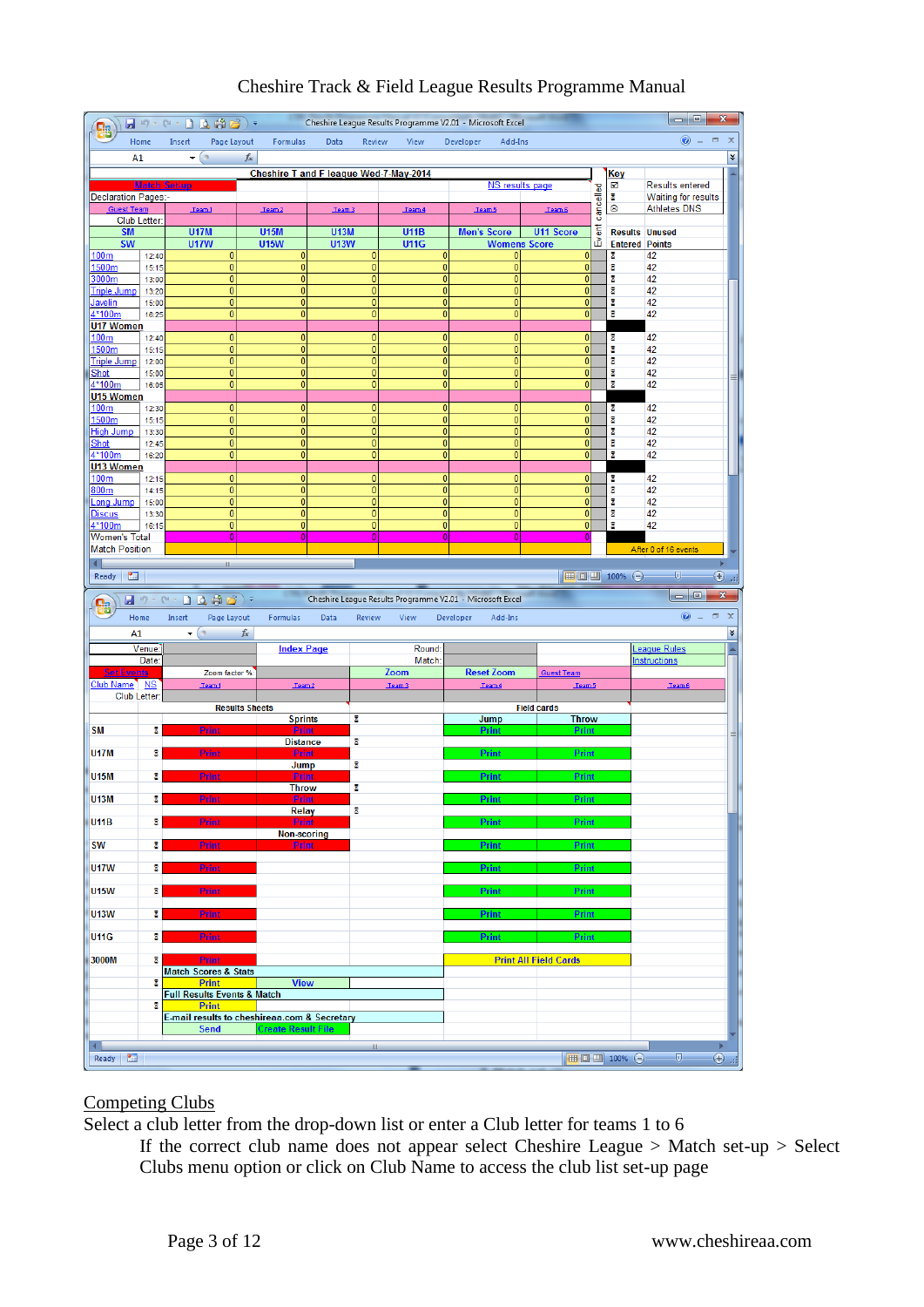Cheshire Track & Field League Results Programme Manual

## Competing Clubs

Select a club letter from the drop-down list or enter a Club letter for teams 1 to 6

> If the correct club name does not appear select Cheshire League > Match set-up > Select Clubs menu option or click on Club Name to access the club list set-up page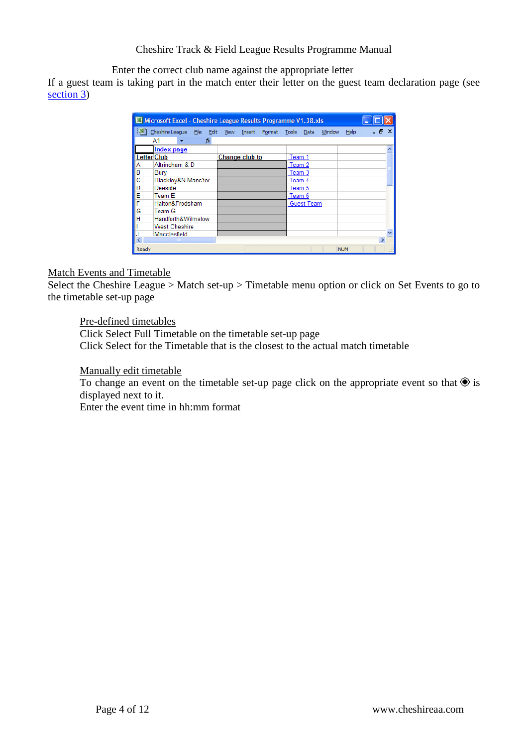Enter the correct club name against the appropriate letter

If a guest team is taking part in the match enter their letter on the guest team declaration page (see section 3)

Microsoft Excel - Cheshire League Results Programme V1.38.xls

| Letter | Club | Change club to | |
|---|---|---|---|
| | Index page | | |
| A | Altrincham & D | | Team 1 |
| B | Bury | | Team 2 |
| C | Blackley&N.Manc'ter | | Team 3 |
| D | Deeside | | Team 4 |
| E | Team E | | Team 5 |
| F | Halton&Frodsham | | Team 6 |
| G | Team G | | Guest Team |
| H | Handforth&Wilmslow | | |
| I | West Cheshire | | |
| J | Macclesfield | | |

## Match Events and Timetable

Select the Cheshire League > Match set-up > Timetable menu option or click on Set Events to go to the timetable set-up page

### Pre-defined timetables

Click Select Full Timetable on the timetable set-up page

Click Select for the Timetable that is the closest to the actual match timetable

### Manually edit timetable

To change an event on the timetable set-up page click on the appropriate event so that ◉ is displayed next to it.

Enter the event time in hh:mm format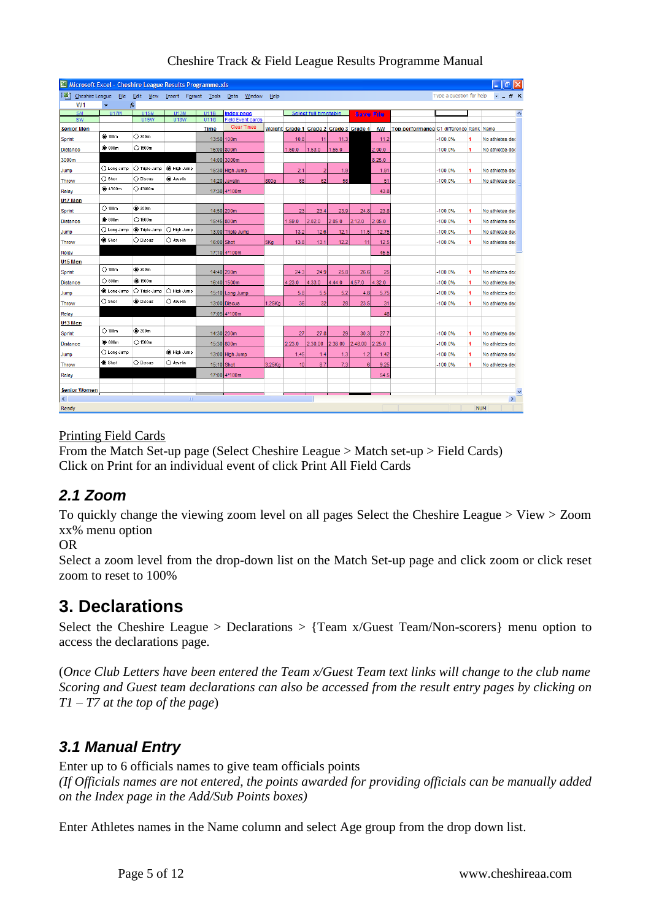[Printing Field Cards]

From the Match Set-up page (Select Cheshire League > Match set-up > Field Cards)
Click on Print for an individual event of click Print All Field Cards

## 2.1 Zoom

To quickly change the viewing zoom level on all pages Select the Cheshire League > View > Zoom xx% menu option

OR

Select a zoom level from the drop-down list on the Match Set-up page and click zoom or click reset zoom to reset to 100%

# 3. Declarations

Select the Cheshire League > Declarations > {Team x/Guest Team/Non-scorers} menu option to access the declarations page.

(*Once Club Letters have been entered the Team x/Guest Team text links will change to the club name Scoring and Guest team declarations can also be accessed from the result entry pages by clicking on T1 – T7 at the top of the page*)

## 3.1 Manual Entry

Enter up to 6 officials names to give team officials points
*(If Officials names are not entered, the points awarded for providing officials can be manually added on the Index page in the Add/Sub Points boxes)*

Enter Athletes names in the Name column and select Age group from the drop down list.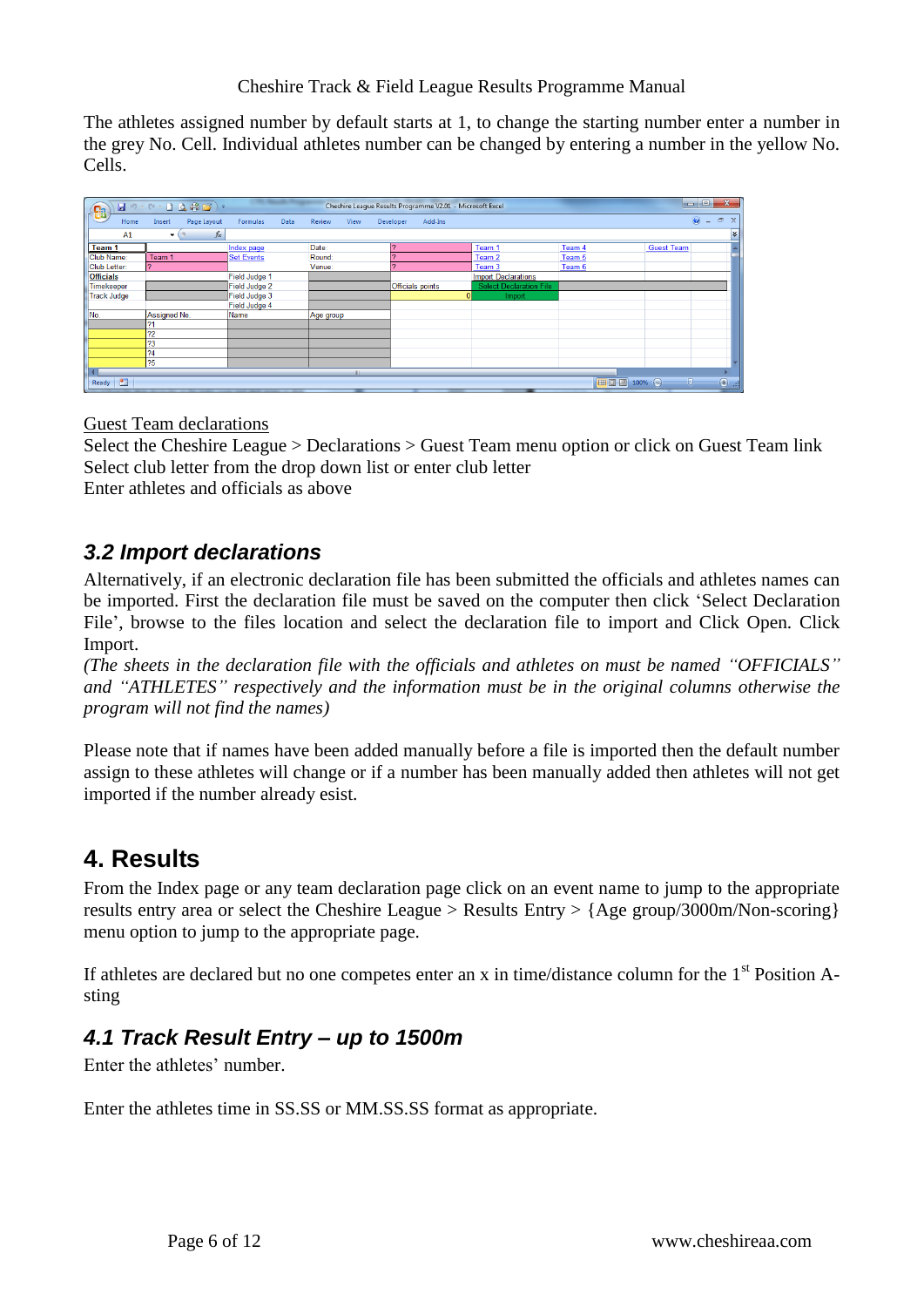The athletes assigned number by default starts at 1, to change the starting number enter a number in the grey No. Cell. Individual athletes number can be changed by entering a number in the yellow No. Cells.

Guest Team declarations

Select the Cheshire League > Declarations > Guest Team menu option or click on Guest Team link

Select club letter from the drop down list or enter club letter

Enter athletes and officials as above

### *3.2 Import declarations*

Alternatively, if an electronic declaration file has been submitted the officials and athletes names can be imported. First the declaration file must be saved on the computer then click 'Select Declaration File', browse to the files location and select the declaration file to import and Click Open. Click Import.

*(The sheets in the declaration file with the officials and athletes on must be named "OFFICIALS" and "ATHLETES" respectively and the information must be in the original columns otherwise the program will not find the names)*

Please note that if names have been added manually before a file is imported then the default number assign to these athletes will change or if a number has been manually added then athletes will not get imported if the number already esist.

## 4. Results

From the Index page or any team declaration page click on an event name to jump to the appropriate results entry area or select the Cheshire League > Results Entry > {Age group/3000m/Non-scoring} menu option to jump to the appropriate page.

If athletes are declared but no one competes enter an x in time/distance column for the 1st Position A-sting

### *4.1 Track Result Entry – up to 1500m*

Enter the athletes' number.

Enter the athletes time in SS.SS or MM.SS.SS format as appropriate.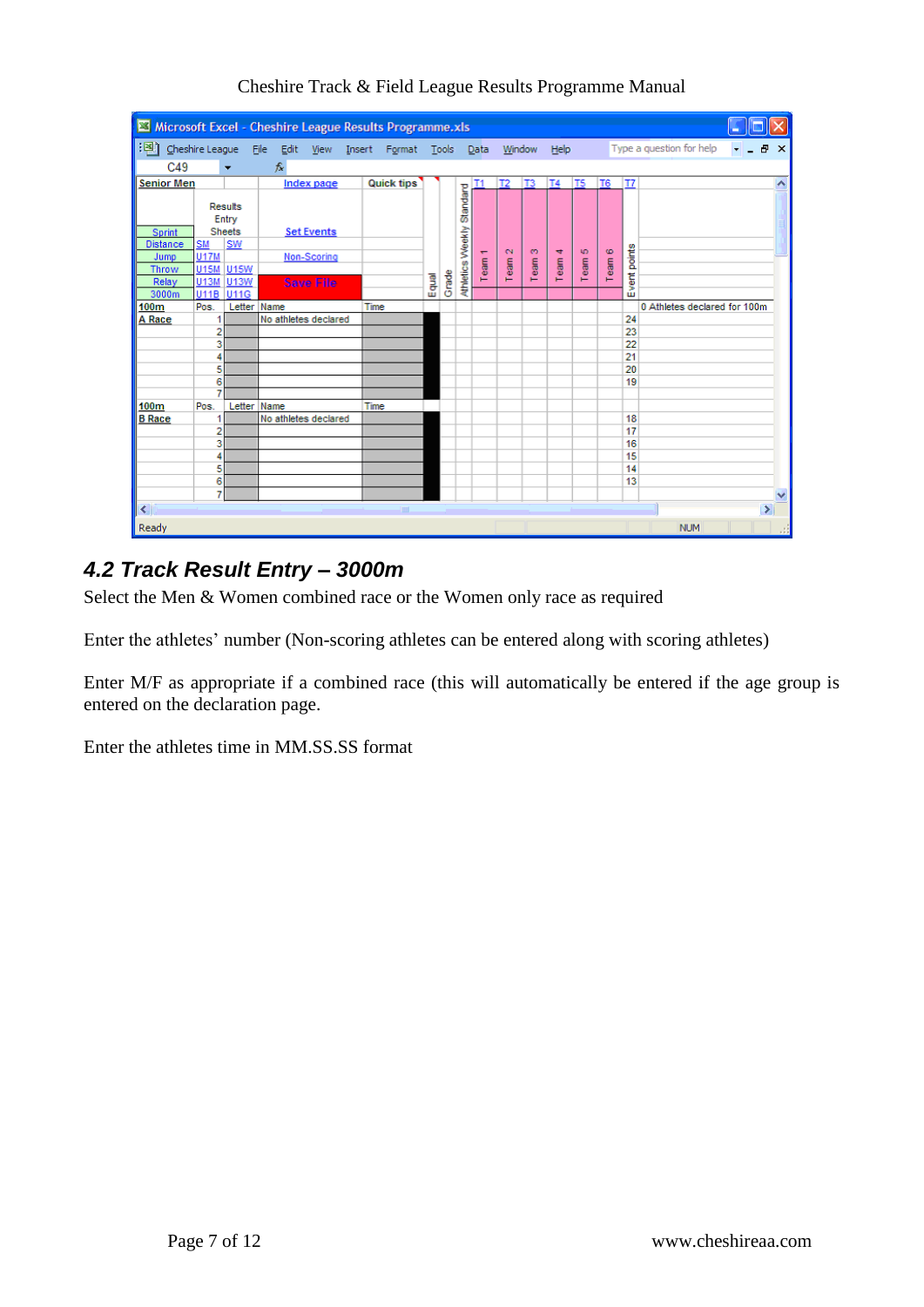## 4.2 Track Result Entry – 3000m

Select the Men & Women combined race or the Women only race as required

Enter the athletes' number (Non-scoring athletes can be entered along with scoring athletes)

Enter M/F as appropriate if a combined race (this will automatically be entered if the age group is entered on the declaration page.

Enter the athletes time in MM.SS.SS format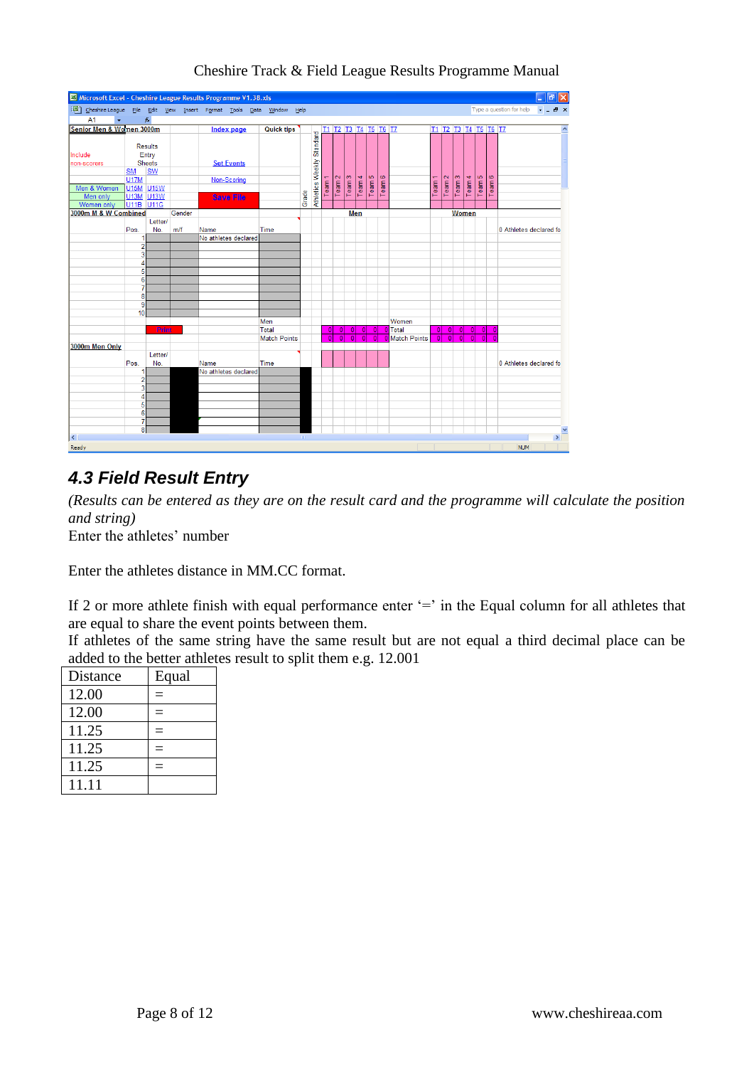## 4.3 Field Result Entry

*(Results can be entered as they are on the result card and the programme will calculate the position and string)*

Enter the athletes' number

Enter the athletes distance in MM.CC format.

If 2 or more athlete finish with equal performance enter '=' in the Equal column for all athletes that are equal to share the event points between them.

If athletes of the same string have the same result but are not equal a third decimal place can be added to the better athletes result to split them e.g. 12.001

| Distance | Equal |
|---|---|
| 12.00 | = |
| 12.00 | = |
| 11.25 | = |
| 11.25 | = |
| 11.25 | = |
| 11.11 | |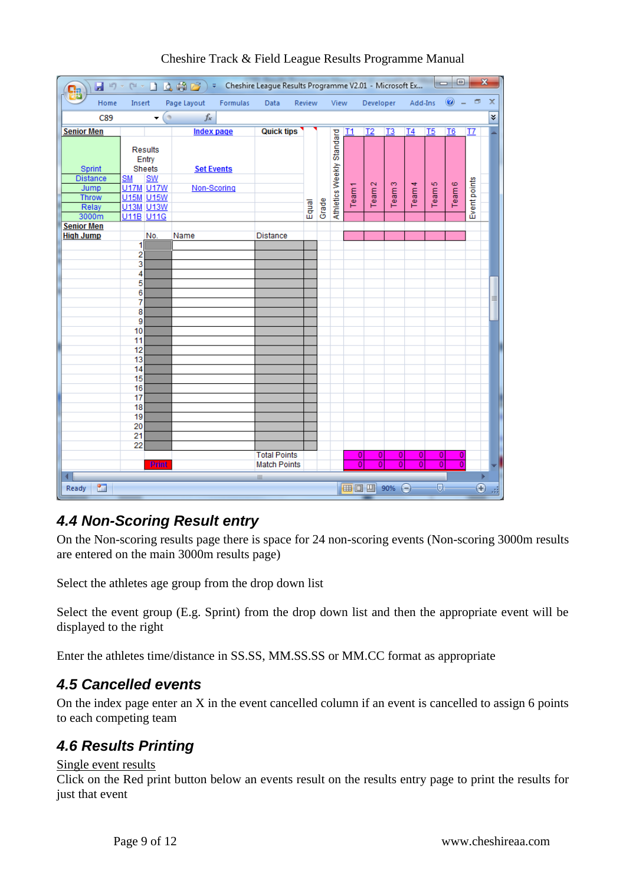## 4.4 Non-Scoring Result entry

On the Non-scoring results page there is space for 24 non-scoring events (Non-scoring 3000m results are entered on the main 3000m results page)

Select the athletes age group from the drop down list

Select the event group (E.g. Sprint) from the drop down list and then the appropriate event will be displayed to the right

Enter the athletes time/distance in SS.SS, MM.SS.SS or MM.CC format as appropriate

## 4.5 Cancelled events

On the index page enter an X in the event cancelled column if an event is cancelled to assign 6 points to each competing team

## 4.6 Results Printing

Single event results

Click on the Red print button below an events result on the results entry page to print the results for just that event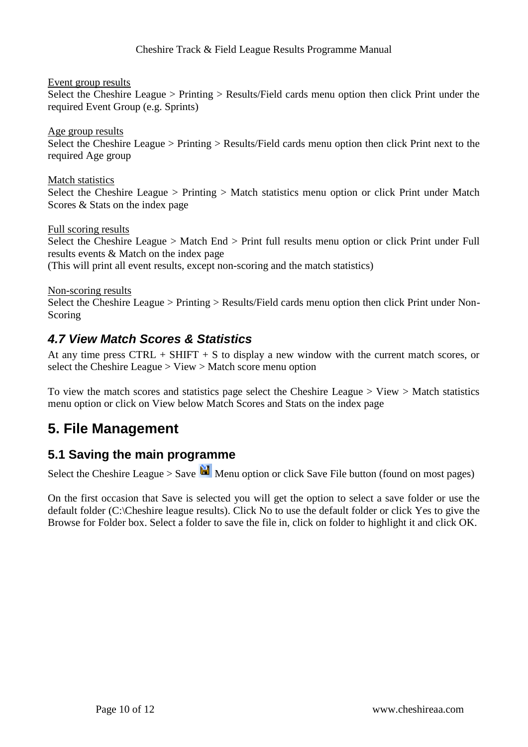<u>Event group results</u>
Select the Cheshire League > Printing > Results/Field cards menu option then click Print under the required Event Group (e.g. Sprints)

<u>Age group results</u>
Select the Cheshire League > Printing > Results/Field cards menu option then click Print next to the required Age group

<u>Match statistics</u>
Select the Cheshire League > Printing > Match statistics menu option or click Print under Match Scores & Stats on the index page

<u>Full scoring results</u>
Select the Cheshire League > Match End > Print full results menu option or click Print under Full results events & Match on the index page
(This will print all event results, except non-scoring and the match statistics)

<u>Non-scoring results</u>
Select the Cheshire League > Printing > Results/Field cards menu option then click Print under Non-Scoring

### *4.7 View Match Scores & Statistics*

At any time press CTRL + SHIFT + S to display a new window with the current match scores, or select the Cheshire League > View > Match score menu option

To view the match scores and statistics page select the Cheshire League > View > Match statistics menu option or click on View below Match Scores and Stats on the index page

# 5. File Management

## 5.1 Saving the main programme

Select the Cheshire League > Save Menu option or click Save File button (found on most pages)

On the first occasion that Save is selected you will get the option to select a save folder or use the default folder (C:\Cheshire league results). Click No to use the default folder or click Yes to give the Browse for Folder box. Select a folder to save the file in, click on folder to highlight it and click OK.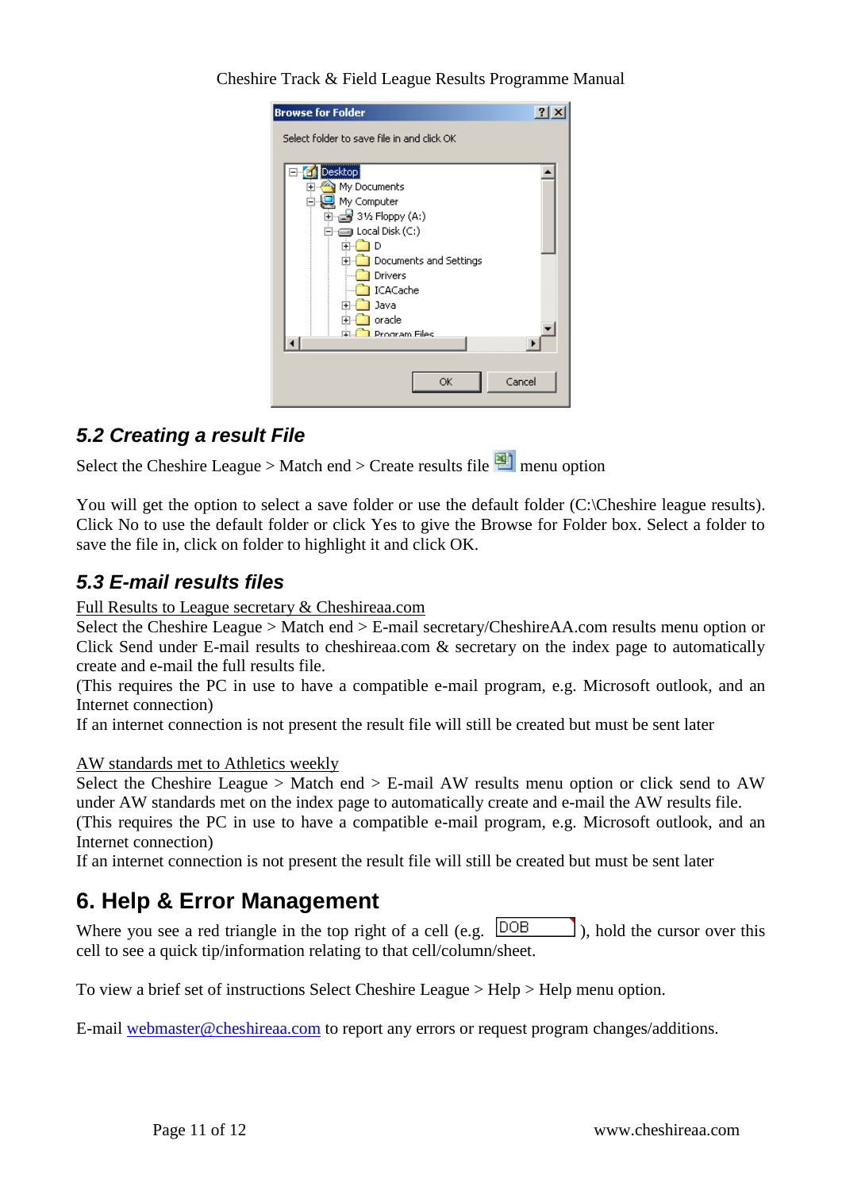## 5.2 Creating a result File

Select the Cheshire League > Match end > Create results file menu option

You will get the option to select a save folder or use the default folder (C:\Cheshire league results). Click No to use the default folder or click Yes to give the Browse for Folder box. Select a folder to save the file in, click on folder to highlight it and click OK.

## 5.3 E-mail results files

Full Results to League secretary & Cheshireaa.com

Select the Cheshire League > Match end > E-mail secretary/CheshireAA.com results menu option or Click Send under E-mail results to cheshireaa.com & secretary on the index page to automatically create and e-mail the full results file.

(This requires the PC in use to have a compatible e-mail program, e.g. Microsoft outlook, and an Internet connection)

If an internet connection is not present the result file will still be created but must be sent later

AW standards met to Athletics weekly

Select the Cheshire League > Match end > E-mail AW results menu option or click send to AW under AW standards met on the index page to automatically create and e-mail the AW results file.

(This requires the PC in use to have a compatible e-mail program, e.g. Microsoft outlook, and an Internet connection)

If an internet connection is not present the result file will still be created but must be sent later

# 6. Help & Error Management

Where you see a red triangle in the top right of a cell (e.g. DOB ), hold the cursor over this cell to see a quick tip/information relating to that cell/column/sheet.

To view a brief set of instructions Select Cheshire League > Help > Help menu option.

E-mail webmaster@cheshireaa.com to report any errors or request program changes/additions.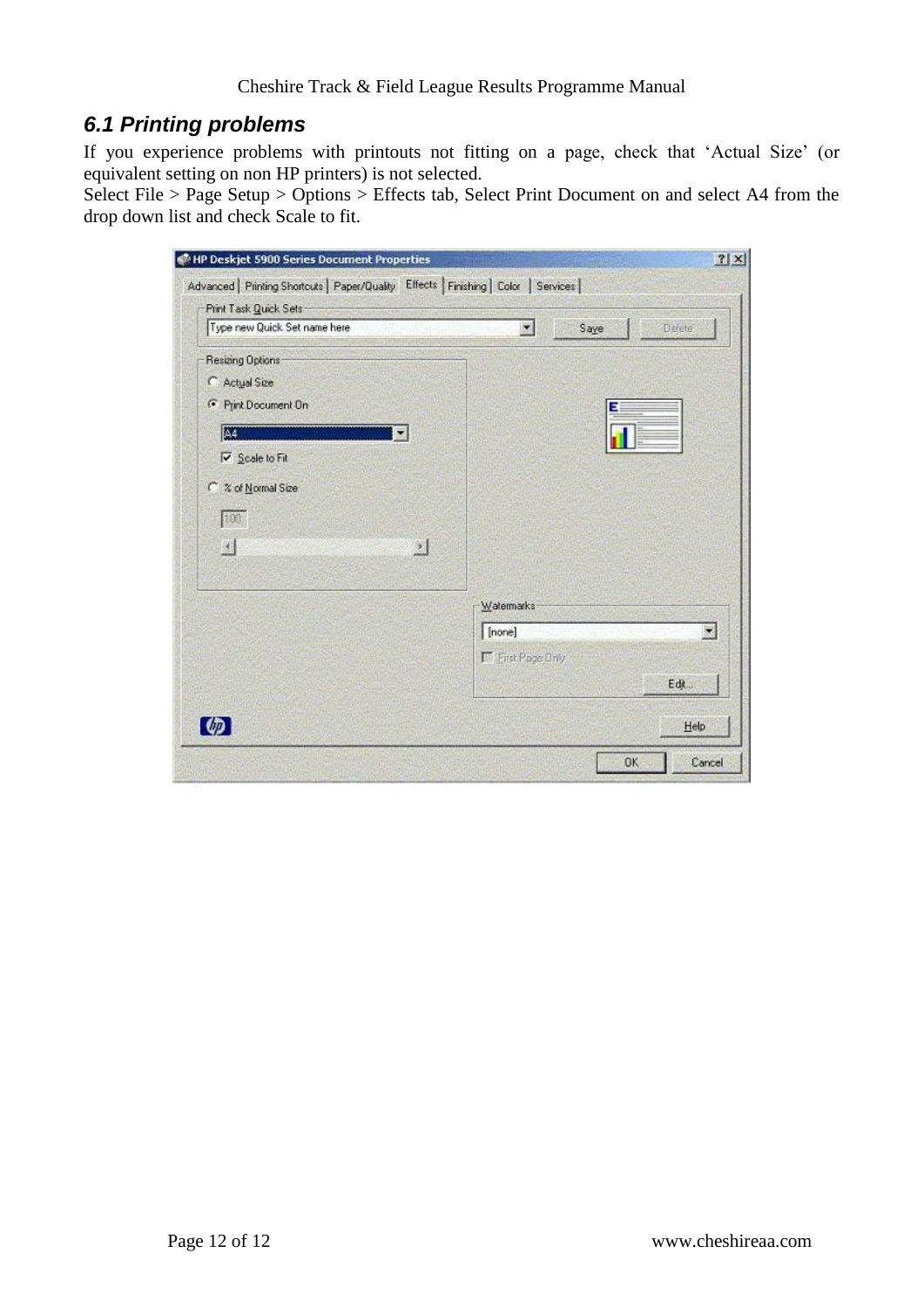## 6.1 Printing problems

If you experience problems with printouts not fitting on a page, check that 'Actual Size' (or equivalent setting on non HP printers) is not selected.
Select File > Page Setup > Options > Effects tab, Select Print Document on and select A4 from the drop down list and check Scale to fit.